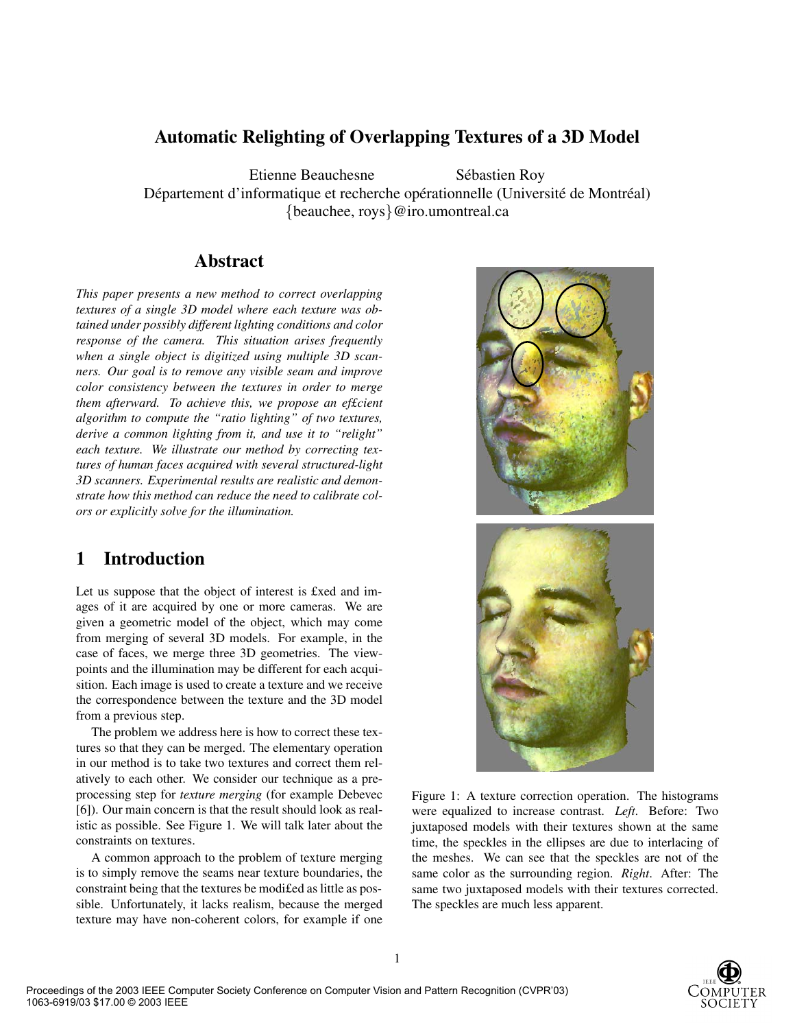# Automatic Relighting of Overlapping Textures of a 3D Model

Etienne Beauchesne Sébastien Roy
Département d'informatique et recherche opérationnelle (Université de Montréal)
{beauchee, roys}@iro.umontreal.ca

## Abstract

*This paper presents a new method to correct overlapping textures of a single 3D model where each texture was obtained under possibly different lighting conditions and color response of the camera. This situation arises frequently when a single object is digitized using multiple 3D scanners. Our goal is to remove any visible seam and improve color consistency between the textures in order to merge them afterward. To achieve this, we propose an efficient algorithm to compute the "ratio lighting" of two textures, derive a common lighting from it, and use it to "relight" each texture. We illustrate our method by correcting textures of human faces acquired with several structured-light 3D scanners. Experimental results are realistic and demonstrate how this method can reduce the need to calibrate colors or explicitly solve for the illumination.*

## 1 Introduction

Let us suppose that the object of interest is fixed and images of it are acquired by one or more cameras. We are given a geometric model of the object, which may come from merging of several 3D models. For example, in the case of faces, we merge three 3D geometries. The viewpoints and the illumination may be different for each acquisition. Each image is used to create a texture and we receive the correspondence between the texture and the 3D model from a previous step.

The problem we address here is how to correct these textures so that they can be merged. The elementary operation in our method is to take two textures and correct them relatively to each other. We consider our technique as a preprocessing step for *texture merging* (for example Debevec [6]). Our main concern is that the result should look as realistic as possible. See Figure 1. We will talk later about the constraints on textures.

A common approach to the problem of texture merging is to simply remove the seams near texture boundaries, the constraint being that the textures be modified as little as possible. Unfortunately, it lacks realism, because the merged texture may have non-coherent colors, for example if one

Figure 1: A texture correction operation. The histograms were equalized to increase contrast. *Left*. Before: Two juxtaposed models with their textures shown at the same time, the speckles in the ellipses are due to interlacing of the meshes. We can see that the speckles are not of the same color as the surrounding region. *Right*. After: The same two juxtaposed models with their textures corrected. The speckles are much less apparent.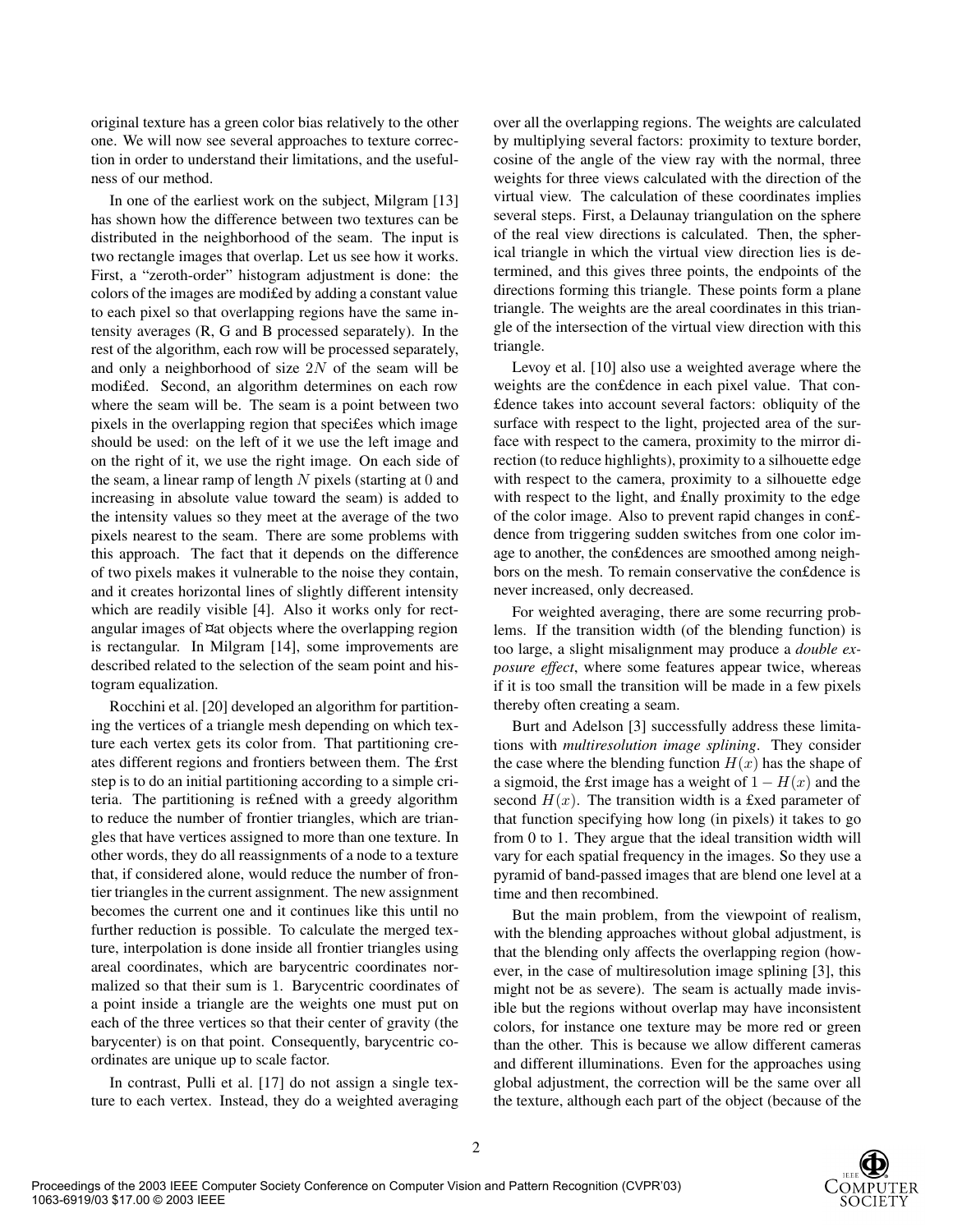original texture has a green color bias relatively to the other one. We will now see several approaches to texture correction in order to understand their limitations, and the usefulness of our method.

In one of the earliest work on the subject, Milgram [13] has shown how the difference between two textures can be distributed in the neighborhood of the seam. The input is two rectangle images that overlap. Let us see how it works. First, a "zeroth-order" histogram adjustment is done: the colors of the images are modified by adding a constant value to each pixel so that overlapping regions have the same intensity averages (R, G and B processed separately). In the rest of the algorithm, each row will be processed separately, and only a neighborhood of size $2N$ of the seam will be modified. Second, an algorithm determines on each row where the seam will be. The seam is a point between two pixels in the overlapping region that specifies which image should be used: on the left of it we use the left image and on the right of it, we use the right image. On each side of the seam, a linear ramp of length $N$ pixels (starting at 0 and increasing in absolute value toward the seam) is added to the intensity values so they meet at the average of the two pixels nearest to the seam. There are some problems with this approach. The fact that it depends on the difference of two pixels makes it vulnerable to the noise they contain, and it creates horizontal lines of slightly different intensity which are readily visible [4]. Also it works only for rectangular images of flat objects where the overlapping region is rectangular. In Milgram [14], some improvements are described related to the selection of the seam point and histogram equalization.

Rocchini et al. [20] developed an algorithm for partitioning the vertices of a triangle mesh depending on which texture each vertex gets its color from. That partitioning creates different regions and frontiers between them. The first step is to do an initial partitioning according to a simple criteria. The partitioning is refined with a greedy algorithm to reduce the number of frontier triangles, which are triangles that have vertices assigned to more than one texture. In other words, they do all reassignments of a node to a texture that, if considered alone, would reduce the number of frontier triangles in the current assignment. The new assignment becomes the current one and it continues like this until no further reduction is possible. To calculate the merged texture, interpolation is done inside all frontier triangles using areal coordinates, which are barycentric coordinates normalized so that their sum is 1. Barycentric coordinates of a point inside a triangle are the weights one must put on each of the three vertices so that their center of gravity (the barycenter) is on that point. Consequently, barycentric coordinates are unique up to scale factor.

In contrast, Pulli et al. [17] do not assign a single texture to each vertex. Instead, they do a weighted averaging over all the overlapping regions. The weights are calculated by multiplying several factors: proximity to texture border, cosine of the angle of the view ray with the normal, three weights for three views calculated with the direction of the virtual view. The calculation of these coordinates implies several steps. First, a Delaunay triangulation on the sphere of the real view directions is calculated. Then, the spherical triangle in which the virtual view direction lies is determined, and this gives three points, the endpoints of the directions forming this triangle. These points form a plane triangle. The weights are the areal coordinates in this triangle of the intersection of the virtual view direction with this triangle.

Levoy et al. [10] also use a weighted average where the weights are the confidence in each pixel value. That confidence takes into account several factors: obliquity of the surface with respect to the light, projected area of the surface with respect to the camera, proximity to the mirror direction (to reduce highlights), proximity to a silhouette edge with respect to the camera, proximity to a silhouette edge with respect to the light, and finally proximity to the edge of the color image. Also to prevent rapid changes in confidence from triggering sudden switches from one color image to another, the confidences are smoothed among neighbors on the mesh. To remain conservative the confidence is never increased, only decreased.

For weighted averaging, there are some recurring problems. If the transition width (of the blending function) is too large, a slight misalignment may produce a *double exposure effect*, where some features appear twice, whereas if it is too small the transition will be made in a few pixels thereby often creating a seam.

Burt and Adelson [3] successfully address these limitations with *multiresolution image splining*. They consider the case where the blending function $H(x)$ has the shape of a sigmoid, the first image has a weight of $1 - H(x)$ and the second $H(x)$. The transition width is a fixed parameter of that function specifying how long (in pixels) it takes to go from 0 to 1. They argue that the ideal transition width will vary for each spatial frequency in the images. So they use a pyramid of band-passed images that are blend one level at a time and then recombined.

But the main problem, from the viewpoint of realism, with the blending approaches without global adjustment, is that the blending only affects the overlapping region (however, in the case of multiresolution image splining [3], this might not be as severe). The seam is actually made invisible but the regions without overlap may have inconsistent colors, for instance one texture may be more red or green than the other. This is because we allow different cameras and different illuminations. Even for the approaches using global adjustment, the correction will be the same over all the texture, although each part of the object (because of the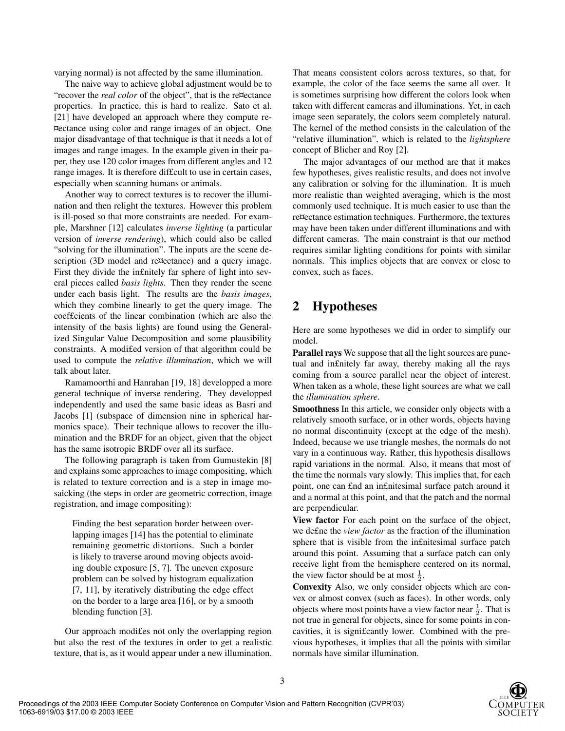varying normal) is not affected by the same illumination.

The naive way to achieve global adjustment would be to "recover the *real color* of the object", that is the reflectance properties. In practice, this is hard to realize. Sato et al. [21] have developed an approach where they compute reflectance using color and range images of an object. One major disadvantage of that technique is that it needs a lot of images and range images. In the example given in their paper, they use 120 color images from different angles and 12 range images. It is therefore difficult to use in certain cases, especially when scanning humans or animals.

Another way to correct textures is to recover the illumination and then relight the textures. However this problem is ill-posed so that more constraints are needed. For example, Marshner [12] calculates *inverse lighting* (a particular version of *inverse rendering*), which could also be called "solving for the illumination". The inputs are the scene description (3D model and reflectance) and a query image. First they divide the infinitely far sphere of light into several pieces called *basis lights*. Then they render the scene under each basis light. The results are the *basis images*, which they combine linearly to get the query image. The coefficients of the linear combination (which are also the intensity of the basis lights) are found using the Generalized Singular Value Decomposition and some plausibility constraints. A modified version of that algorithm could be used to compute the *relative illumination*, which we will talk about later.

Ramamoorthi and Hanrahan [19, 18] developped a more general technique of inverse rendering. They developped independently and used the same basic ideas as Basri and Jacobs [1] (subspace of dimension nine in spherical harmonics space). Their technique allows to recover the illumination and the BRDF for an object, given that the object has the same isotropic BRDF over all its surface.

The following paragraph is taken from Gumustekin [8] and explains some approaches to image compositing, which is related to texture correction and is a step in image mosaicking (the steps in order are geometric correction, image registration, and image compositing):

> Finding the best separation border between overlapping images [14] has the potential to eliminate remaining geometric distortions. Such a border is likely to traverse around moving objects avoiding double exposure [5, 7]. The uneven exposure problem can be solved by histogram equalization [7, 11], by iteratively distributing the edge effect on the border to a large area [16], or by a smooth blending function [3].

Our approach modifies not only the overlapping region but also the rest of the textures in order to get a realistic texture, that is, as it would appear under a new illumination. That means consistent colors across textures, so that, for example, the color of the face seems the same all over. It is sometimes surprising how different the colors look when taken with different cameras and illuminations. Yet, in each image seen separately, the colors seem completely natural. The kernel of the method consists in the calculation of the "relative illumination", which is related to the *lightsphere* concept of Blicher and Roy [2].

The major advantages of our method are that it makes few hypotheses, gives realistic results, and does not involve any calibration or solving for the illumination. It is much more realistic than weighted averaging, which is the most commonly used technique. It is much easier to use than the reflectance estimation techniques. Furthermore, the textures may have been taken under different illuminations and with different cameras. The main constraint is that our method requires similar lighting conditions for points with similar normals. This implies objects that are convex or close to convex, such as faces.

## 2 Hypotheses

Here are some hypotheses we did in order to simplify our model.

**Parallel rays** We suppose that all the light sources are punctual and infinitely far away, thereby making all the rays coming from a source parallel near the object of interest. When taken as a whole, these light sources are what we call the *illumination sphere*.

**Smoothness** In this article, we consider only objects with a relatively smooth surface, or in other words, objects having no normal discontinuity (except at the edge of the mesh). Indeed, because we use triangle meshes, the normals do not vary in a continuous way. Rather, this hypothesis disallows rapid variations in the normal. Also, it means that most of the time the normals vary slowly. This implies that, for each point, one can find an infinitesimal surface patch around it and a normal at this point, and that the patch and the normal are perpendicular.

**View factor** For each point on the surface of the object, we define the *view factor* as the fraction of the illumination sphere that is visible from the infinitesimal surface patch around this point. Assuming that a surface patch can only receive light from the hemisphere centered on its normal, the view factor should be at most $\frac{1}{2}$.

**Convexity** Also, we only consider objects which are convex or almost convex (such as faces). In other words, only objects where most points have a view factor near $\frac{1}{2}$. That is not true in general for objects, since for some points in concavities, it is significantly lower. Combined with the previous hypotheses, it implies that all the points with similar normals have similar illumination.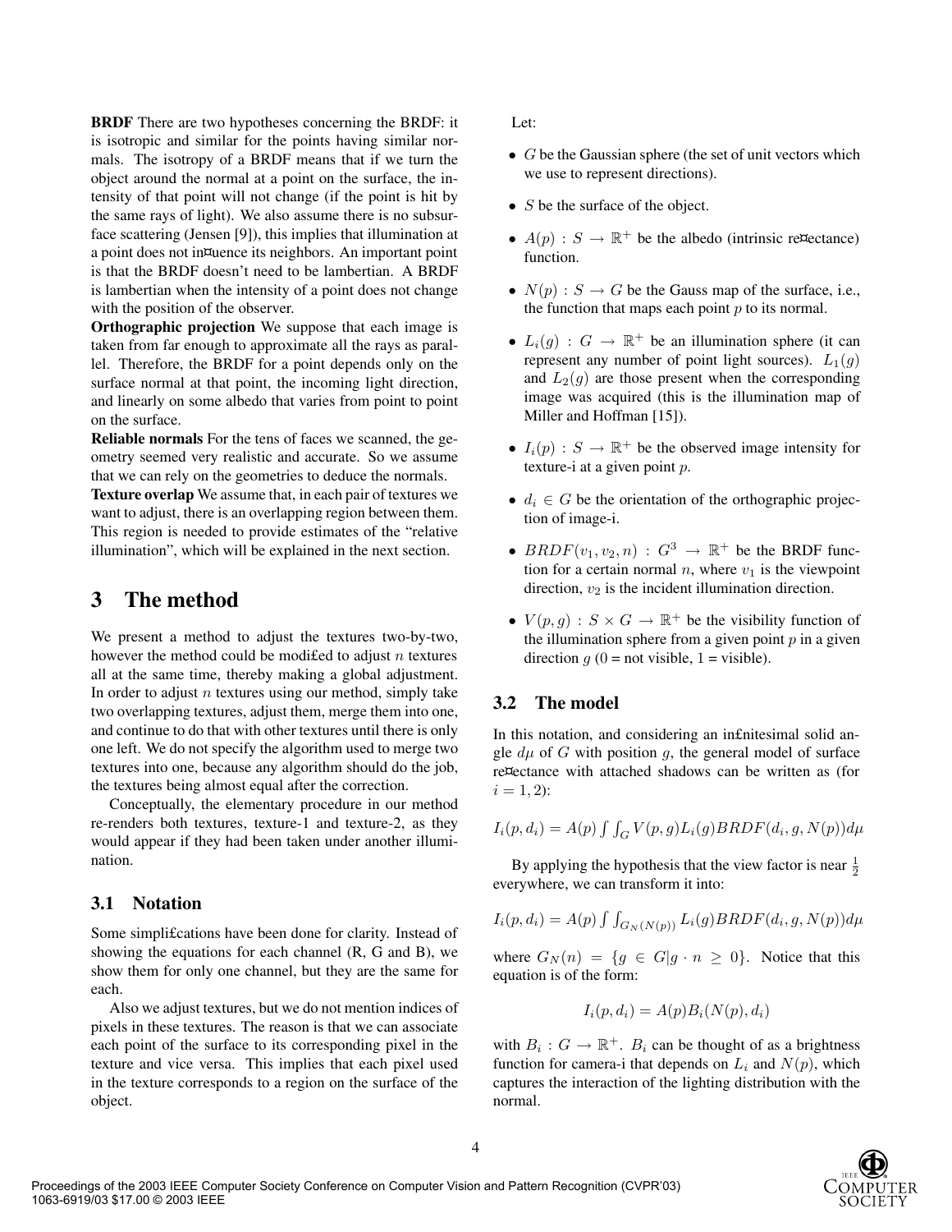**BRDF** There are two hypotheses concerning the BRDF: it is isotropic and similar for the points having similar normals. The isotropy of a BRDF means that if we turn the object around the normal at a point on the surface, the intensity of that point will not change (if the point is hit by the same rays of light). We also assume there is no subsurface scattering (Jensen [9]), this implies that illumination at a point does not in¤uence its neighbors. An important point is that the BRDF doesn't need to be lambertian. A BRDF is lambertian when the intensity of a point does not change with the position of the observer.

**Orthographic projection** We suppose that each image is taken from far enough to approximate all the rays as parallel. Therefore, the BRDF for a point depends only on the surface normal at that point, the incoming light direction, and linearly on some albedo that varies from point to point on the surface.

**Reliable normals** For the tens of faces we scanned, the geometry seemed very realistic and accurate. So we assume that we can rely on the geometries to deduce the normals.

**Texture overlap** We assume that, in each pair of textures we want to adjust, there is an overlapping region between them. This region is needed to provide estimates of the "relative illumination", which will be explained in the next section.

# 3 The method

We present a method to adjust the textures two-by-two, however the method could be modi£ed to adjust $n$ textures all at the same time, thereby making a global adjustment. In order to adjust $n$ textures using our method, simply take two overlapping textures, adjust them, merge them into one, and continue to do that with other textures until there is only one left. We do not specify the algorithm used to merge two textures into one, because any algorithm should do the job, the textures being almost equal after the correction.

Conceptually, the elementary procedure in our method re-renders both textures, texture-1 and texture-2, as they would appear if they had been taken under another illumination.

## 3.1 Notation

Some simpli£cations have been done for clarity. Instead of showing the equations for each channel (R, G and B), we show them for only one channel, but they are the same for each.

Also we adjust textures, but we do not mention indices of pixels in these textures. The reason is that we can associate each point of the surface to its corresponding pixel in the texture and vice versa. This implies that each pixel used in the texture corresponds to a region on the surface of the object.

Let:

- $G$ be the Gaussian sphere (the set of unit vectors which we use to represent directions).
- $S$ be the surface of the object.
- $A(p) : S \rightarrow \mathbb{R}^+$ be the albedo (intrinsic re¤ectance) function.
- $N(p) : S \rightarrow G$ be the Gauss map of the surface, i.e., the function that maps each point $p$ to its normal.
- $L_i(g) : G \rightarrow \mathbb{R}^+$ be an illumination sphere (it can represent any number of point light sources). $L_1(g)$ and $L_2(g)$ are those present when the corresponding image was acquired (this is the illumination map of Miller and Hoffman [15]).
- $I_i(p) : S \rightarrow \mathbb{R}^+$ be the observed image intensity for texture-i at a given point $p$.
- $d_i \in G$ be the orientation of the orthographic projection of image-i.
- $BRDF(v_1, v_2, n) : G^3 \rightarrow \mathbb{R}^+$ be the BRDF function for a certain normal $n$, where $v_1$ is the viewpoint direction, $v_2$ is the incident illumination direction.
- $V(p, g) : S \times G \rightarrow \mathbb{R}^+$ be the visibility function of the illumination sphere from a given point $p$ in a given direction $g$ (0 = not visible, 1 = visible).

## 3.2 The model

In this notation, and considering an in£nitesimal solid angle $d\mu$ of $G$ with position $g$, the general model of surface re¤ectance with attached shadows can be written as (for $i = 1, 2$):

$$I_i(p, d_i) = A(p) \int\int_G V(p, g) L_i(g) BRDF(d_i, g, N(p)) d\mu$$

By applying the hypothesis that the view factor is near $\frac{1}{2}$ everywhere, we can transform it into:

$$I_i(p, d_i) = A(p) \int\int_{G_N(N(p))} L_i(g) BRDF(d_i, g, N(p)) d\mu$$

where $G_N(n) = \{g \in G | g \cdot n \geq 0\}$. Notice that this equation is of the form:

$$I_i(p, d_i) = A(p) B_i(N(p), d_i)$$

with $B_i : G \rightarrow \mathbb{R}^+$. $B_i$ can be thought of as a brightness function for camera-i that depends on $L_i$ and $N(p)$, which captures the interaction of the lighting distribution with the normal.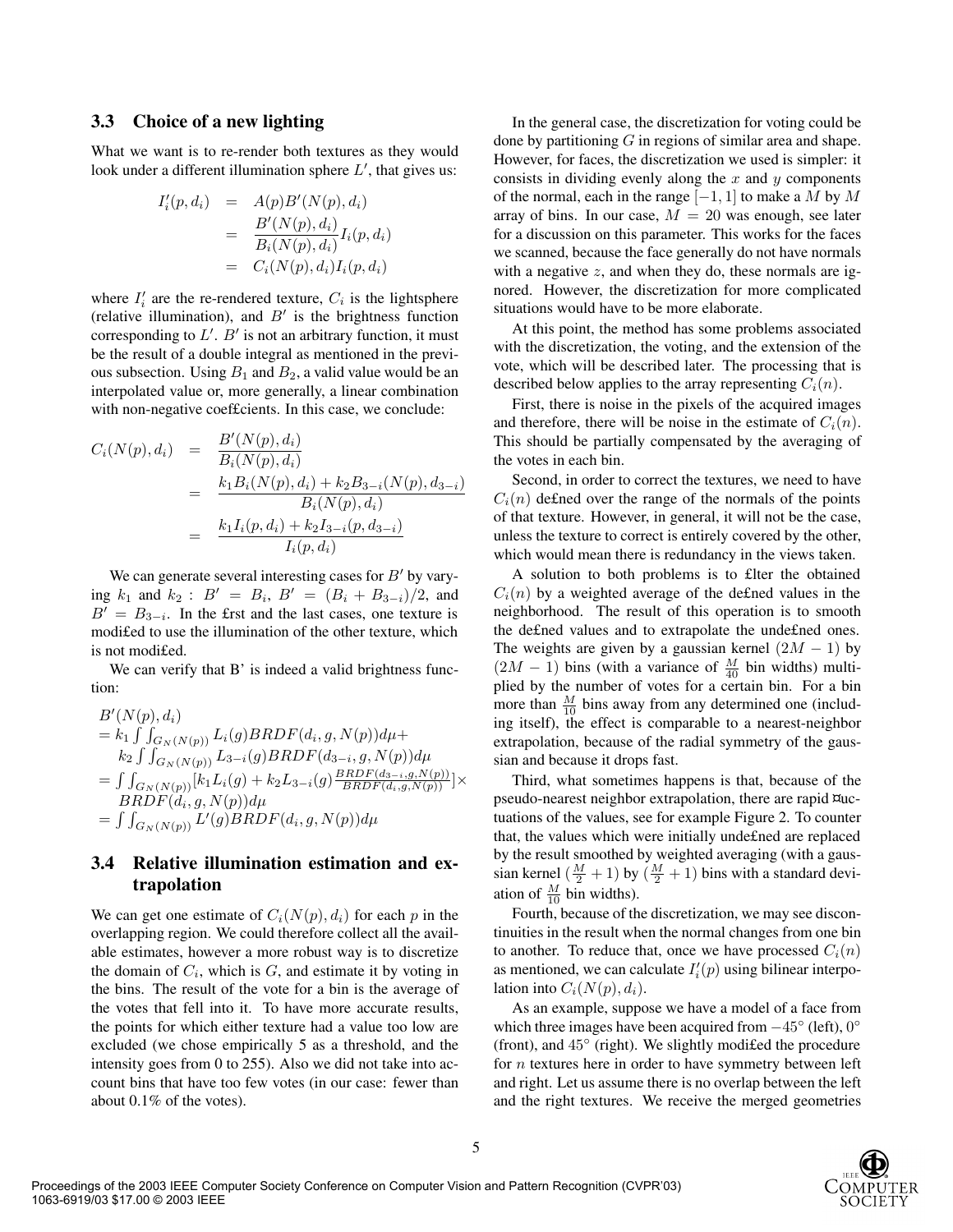### 3.3 Choice of a new lighting

What we want is to re-render both textures as they would look under a different illumination sphere $L'$, that gives us:

$$
\begin{aligned}
I'_i(p, d_i) &= A(p) B'(N(p), d_i) \\
&= \frac{B'(N(p), d_i)}{B_i(N(p), d_i)} I_i(p, d_i) \\
&= C_i(N(p), d_i) I_i(p, d_i)
\end{aligned}
$$

where $I'_i$ are the re-rendered texture, $C_i$ is the lightsphere (relative illumination), and $B'$ is the brightness function corresponding to $L'$. $B'$ is not an arbitrary function, it must be the result of a double integral as mentioned in the previous subsection. Using $B_1$ and $B_2$, a valid value would be an interpolated value or, more generally, a linear combination with non-negative coefficients. In this case, we conclude:

$$
\begin{aligned}
C_i(N(p), d_i) &= \frac{B'(N(p), d_i)}{B_i(N(p), d_i)} \\
&= \frac{k_1 B_i(N(p), d_i) + k_2 B_{3-i}(N(p), d_{3-i})}{B_i(N(p), d_i)} \\
&= \frac{k_1 I_i(p, d_i) + k_2 I_{3-i}(p, d_{3-i})}{I_i(p, d_i)}
\end{aligned}
$$

We can generate several interesting cases for $B'$ by varying $k_1$ and $k_2$ : $B' = B_i$, $B' = (B_i + B_{3-i})/2$, and $B' = B_{3-i}$. In the first and the last cases, one texture is modified to use the illumination of the other texture, which is not modified.

We can verify that B' is indeed a valid brightness function:

$$
\begin{aligned}
& B'(N(p), d_i) \\
&= k_1 \int\int_{G_N(N(p))} L_i(g) BRDF(d_i, g, N(p)) d\mu + \\
&\quad k_2 \int\int_{G_N(N(p))} L_{3-i}(g) BRDF(d_{3-i}, g, N(p)) d\mu \\
&= \int\int_{G_N(N(p))} [k_1 L_i(g) + k_2 L_{3-i}(g) \tfrac{BRDF(d_{3-i}, g, N(p))}{BRDF(d_i, g, N(p))}] \times \\
&\quad BRDF(d_i, g, N(p)) d\mu \\
&= \int\int_{G_N(N(p))} L'(g) BRDF(d_i, g, N(p)) d\mu
\end{aligned}
$$

### 3.4 Relative illumination estimation and extrapolation

We can get one estimate of $C_i(N(p), d_i)$ for each $p$ in the overlapping region. We could therefore collect all the available estimates, however a more robust way is to discretize the domain of $C_i$, which is $G$, and estimate it by voting in the bins. The result of the vote for a bin is the average of the votes that fell into it. To have more accurate results, the points for which either texture had a value too low are excluded (we chose empirically 5 as a threshold, and the intensity goes from 0 to 255). Also we did not take into account bins that have too few votes (in our case: fewer than about 0.1% of the votes).

In the general case, the discretization for voting could be done by partitioning $G$ in regions of similar area and shape. However, for faces, the discretization we used is simpler: it consists in dividing evenly along the $x$ and $y$ components of the normal, each in the range $[-1, 1]$ to make a $M$ by $M$ array of bins. In our case, $M = 20$ was enough, see later for a discussion on this parameter. This works for the faces we scanned, because the face generally do not have normals with a negative $z$, and when they do, these normals are ignored. However, the discretization for more complicated situations would have to be more elaborate.

At this point, the method has some problems associated with the discretization, the voting, and the extension of the vote, which will be described later. The processing that is described below applies to the array representing $C_i(n)$.

First, there is noise in the pixels of the acquired images and therefore, there will be noise in the estimate of $C_i(n)$. This should be partially compensated by the averaging of the votes in each bin.

Second, in order to correct the textures, we need to have $C_i(n)$ defined over the range of the normals of the points of that texture. However, in general, it will not be the case, unless the texture to correct is entirely covered by the other, which would mean there is redundancy in the views taken.

A solution to both problems is to filter the obtained $C_i(n)$ by a weighted average of the defined values in the neighborhood. The result of this operation is to smooth the defined values and to extrapolate the undefined ones. The weights are given by a gaussian kernel $(2M - 1)$ by $(2M - 1)$ bins (with a variance of $\frac{M}{40}$ bin widths) multiplied by the number of votes for a certain bin. For a bin more than $\frac{M}{10}$ bins away from any determined one (including itself), the effect is comparable to a nearest-neighbor extrapolation, because of the radial symmetry of the gaussian and because it drops fast.

Third, what sometimes happens is that, because of the pseudo-nearest neighbor extrapolation, there are rapid fluctuations of the values, see for example Figure 2. To counter that, the values which were initially undefined are replaced by the result smoothed by weighted averaging (with a gaussian kernel $(\frac{M}{2} + 1)$ by $(\frac{M}{2} + 1)$ bins with a standard deviation of $\frac{M}{10}$ bin widths).

Fourth, because of the discretization, we may see discontinuities in the result when the normal changes from one bin to another. To reduce that, once we have processed $C_i(n)$ as mentioned, we can calculate $I'_i(p)$ using bilinear interpolation into $C_i(N(p), d_i)$.

As an example, suppose we have a model of a face from which three images have been acquired from $-45°$ (left), $0°$ (front), and $45°$ (right). We slightly modified the procedure for $n$ textures here in order to have symmetry between left and right. Let us assume there is no overlap between the left and the right textures. We receive the merged geometries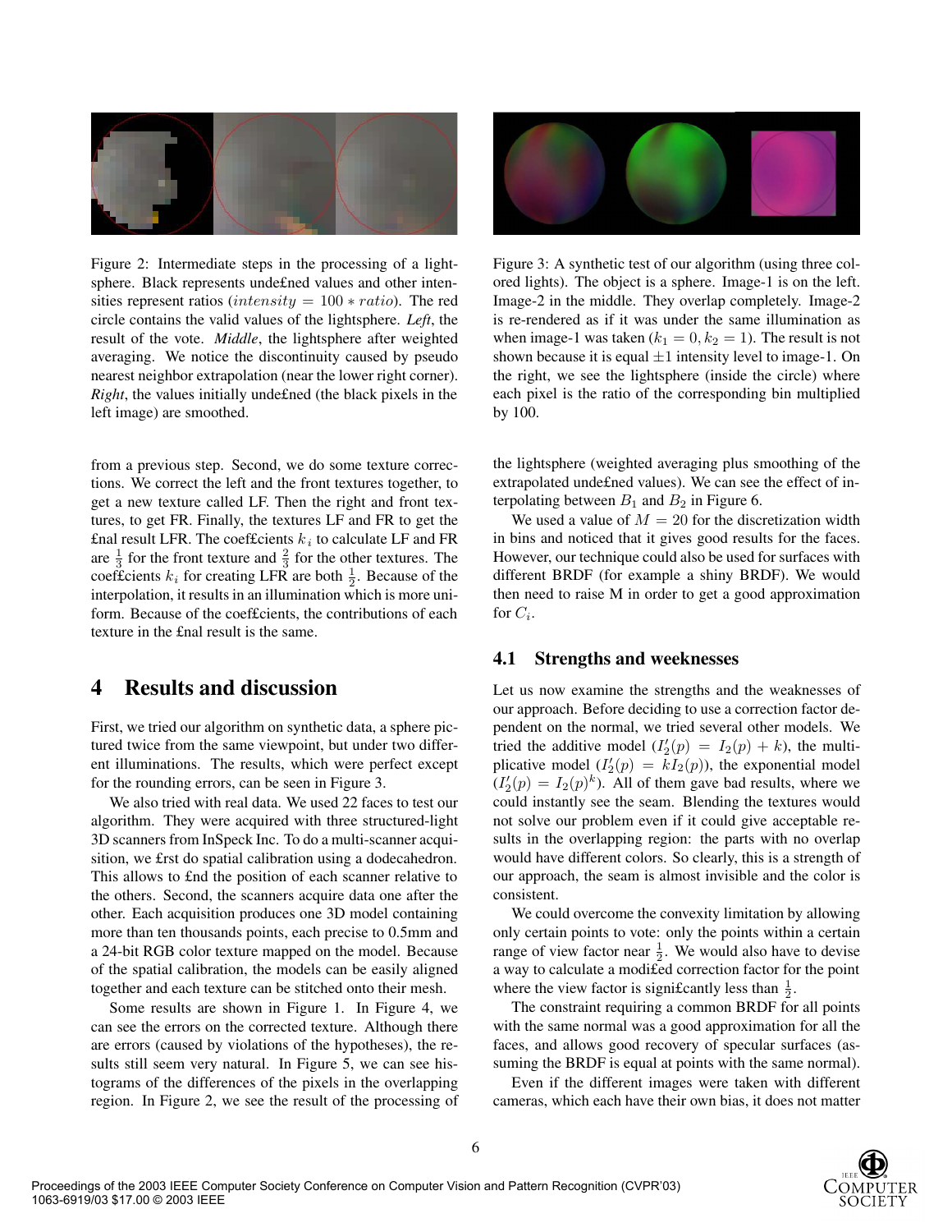Figure 2: Intermediate steps in the processing of a lightsphere. Black represents undefined values and other intensities represent ratios ($intensity = 100 * ratio$). The red circle contains the valid values of the lightsphere. *Left*, the result of the vote. *Middle*, the lightsphere after weighted averaging. We notice the discontinuity caused by pseudo nearest neighbor extrapolation (near the lower right corner). *Right*, the values initially undefined (the black pixels in the left image) are smoothed.

Figure 3: A synthetic test of our algorithm (using three colored lights). The object is a sphere. Image-1 is on the left. Image-2 in the middle. They overlap completely. Image-2 is re-rendered as if it was under the same illumination as when image-1 was taken ($k_1 = 0, k_2 = 1$). The result is not shown because it is equal $\pm 1$ intensity level to image-1. On the right, we see the lightsphere (inside the circle) where each pixel is the ratio of the corresponding bin multiplied by 100.

from a previous step. Second, we do some texture corrections. We correct the left and the front textures together, to get a new texture called LF. Then the right and front textures, to get FR. Finally, the textures LF and FR to get the final result LFR. The coefficients $k_i$ to calculate LF and FR are $\frac{1}{3}$ for the front texture and $\frac{2}{3}$ for the other textures. The coefficients $k_i$ for creating LFR are both $\frac{1}{2}$. Because of the interpolation, it results in an illumination which is more uniform. Because of the coefficients, the contributions of each texture in the final result is the same.

## 4 Results and discussion

First, we tried our algorithm on synthetic data, a sphere pictured twice from the same viewpoint, but under two different illuminations. The results, which were perfect except for the rounding errors, can be seen in Figure 3.

We also tried with real data. We used 22 faces to test our algorithm. They were acquired with three structured-light 3D scanners from InSpeck Inc. To do a multi-scanner acquisition, we first do spatial calibration using a dodecahedron. This allows to find the position of each scanner relative to the others. Second, the scanners acquire data one after the other. Each acquisition produces one 3D model containing more than ten thousands points, each precise to 0.5mm and a 24-bit RGB color texture mapped on the model. Because of the spatial calibration, the models can be easily aligned together and each texture can be stitched onto their mesh.

Some results are shown in Figure 1. In Figure 4, we can see the errors on the corrected texture. Although there are errors (caused by violations of the hypotheses), the results still seem very natural. In Figure 5, we can see histograms of the differences of the pixels in the overlapping region. In Figure 2, we see the result of the processing of the lightsphere (weighted averaging plus smoothing of the extrapolated undefined values). We can see the effect of interpolating between $B_1$ and $B_2$ in Figure 6.

We used a value of $M = 20$ for the discretization width in bins and noticed that it gives good results for the faces. However, our technique could also be used for surfaces with different BRDF (for example a shiny BRDF). We would then need to raise M in order to get a good approximation for $C_i$.

### 4.1 Strengths and weeknesses

Let us now examine the strengths and the weaknesses of our approach. Before deciding to use a correction factor dependent on the normal, we tried several other models. We tried the additive model ($I_2'(p) = I_2(p) + k$), the multiplicative model ($I_2'(p) = kI_2(p)$), the exponential model ($I_2'(p) = I_2(p)^k$). All of them gave bad results, where we could instantly see the seam. Blending the textures would not solve our problem even if it could give acceptable results in the overlapping region: the parts with no overlap would have different colors. So clearly, this is a strength of our approach, the seam is almost invisible and the color is consistent.

We could overcome the convexity limitation by allowing only certain points to vote: only the points within a certain range of view factor near $\frac{1}{2}$. We would also have to devise a way to calculate a modified correction factor for the point where the view factor is significantly less than $\frac{1}{2}$.

The constraint requiring a common BRDF for all points with the same normal was a good approximation for all the faces, and allows good recovery of specular surfaces (assuming the BRDF is equal at points with the same normal).

Even if the different images were taken with different cameras, which each have their own bias, it does not matter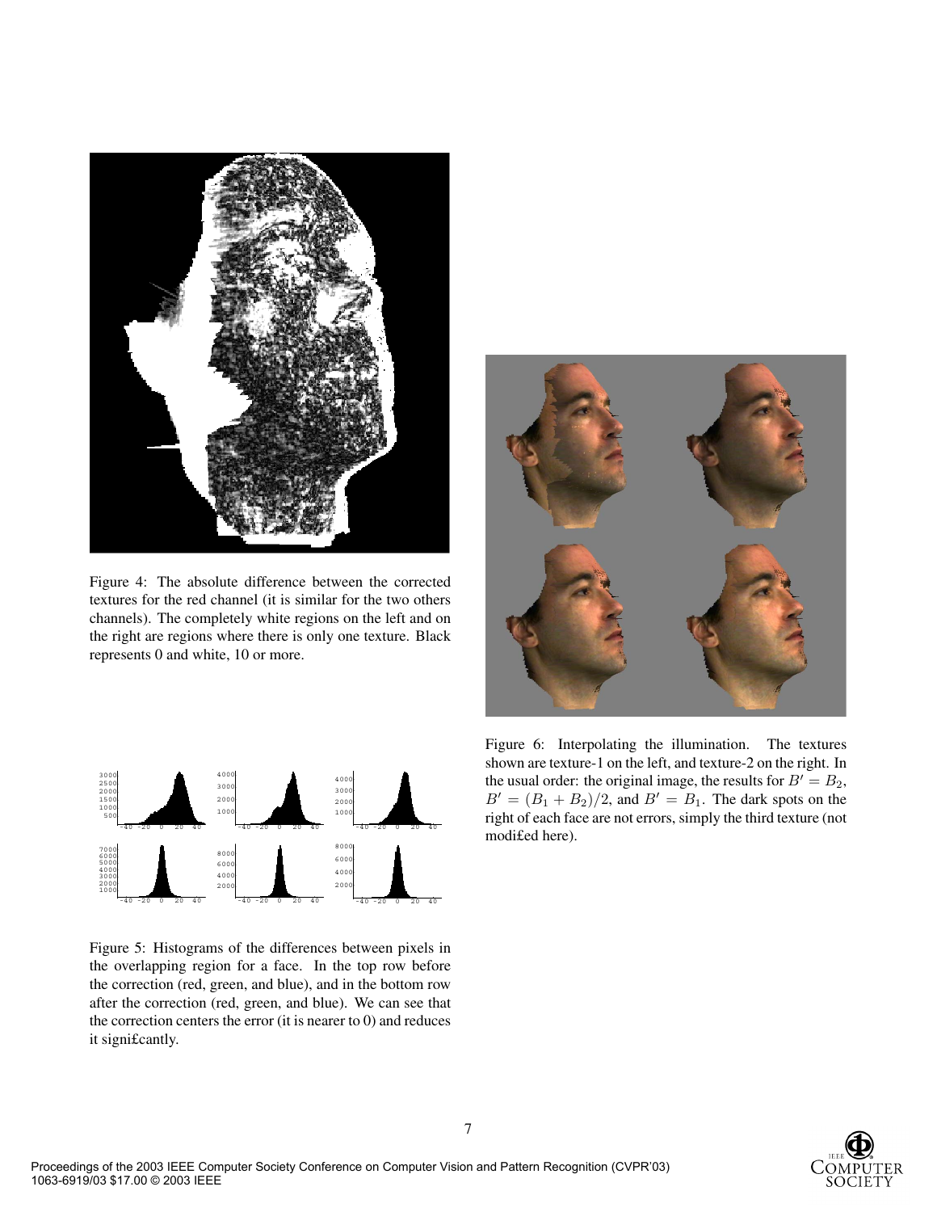Figure 4: The absolute difference between the corrected textures for the red channel (it is similar for the two others channels). The completely white regions on the left and on the right are regions where there is only one texture. Black represents 0 and white, 10 or more.

Figure 5: Histograms of the differences between pixels in the overlapping region for a face. In the top row before the correction (red, green, and blue), and in the bottom row after the correction (red, green, and blue). We can see that the correction centers the error (it is nearer to 0) and reduces it signi£cantly.

Figure 6: Interpolating the illumination. The textures shown are texture-1 on the left, and texture-2 on the right. In the usual order: the original image, the results for $B' = B_2$, $B' = (B_1 + B_2)/2$, and $B' = B_1$. The dark spots on the right of each face are not errors, simply the third texture (not modi£ed here).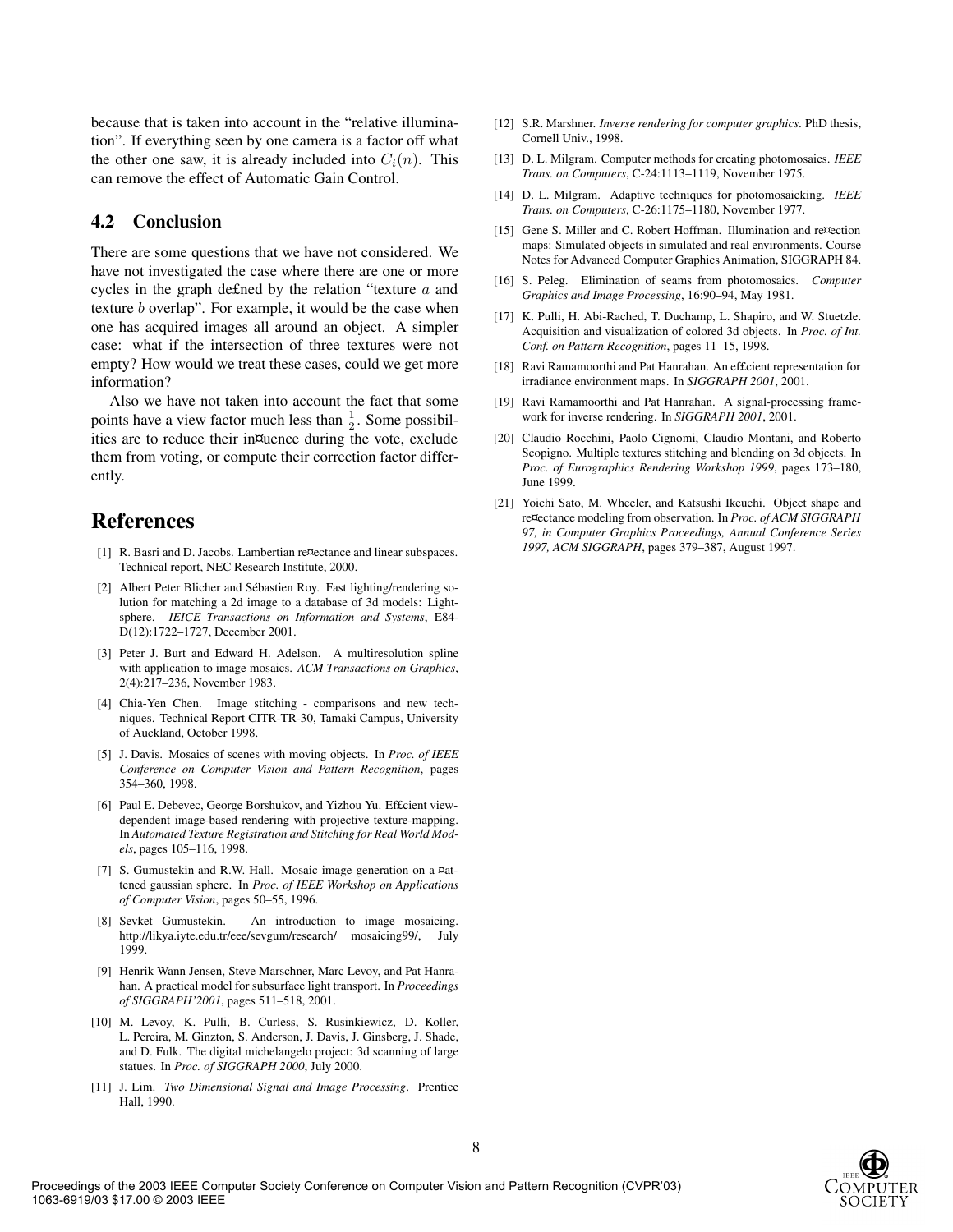because that is taken into account in the "relative illumination". If everything seen by one camera is a factor off what the other one saw, it is already included into $C_i(n)$. This can remove the effect of Automatic Gain Control.

### 4.2 Conclusion

There are some questions that we have not considered. We have not investigated the case where there are one or more cycles in the graph de£ned by the relation "texture $a$ and texture $b$ overlap". For example, it would be the case when one has acquired images all around an object. A simpler case: what if the intersection of three textures were not empty? How would we treat these cases, could we get more information?

Also we have not taken into account the fact that some points have a view factor much less than $\frac{1}{2}$. Some possibilities are to reduce their in¤uence during the vote, exclude them from voting, or compute their correction factor differently.

# References

[1] R. Basri and D. Jacobs. Lambertian re¤ectance and linear subspaces. Technical report, NEC Research Institute, 2000.

[2] Albert Peter Blicher and Sébastien Roy. Fast lighting/rendering solution for matching a 2d image to a database of 3d models: Lightsphere. *IEICE Transactions on Information and Systems*, E84-D(12):1722–1727, December 2001.

[3] Peter J. Burt and Edward H. Adelson. A multiresolution spline with application to image mosaics. *ACM Transactions on Graphics*, 2(4):217–236, November 1983.

[4] Chia-Yen Chen. Image stitching - comparisons and new techniques. Technical Report CITR-TR-30, Tamaki Campus, University of Auckland, October 1998.

[5] J. Davis. Mosaics of scenes with moving objects. In *Proc. of IEEE Conference on Computer Vision and Pattern Recognition*, pages 354–360, 1998.

[6] Paul E. Debevec, George Borshukov, and Yizhou Yu. Ef£cient view-dependent image-based rendering with projective texture-mapping. In *Automated Texture Registration and Stitching for Real World Models*, pages 105–116, 1998.

[7] S. Gumustekin and R.W. Hall. Mosaic image generation on a ¤attened gaussian sphere. In *Proc. of IEEE Workshop on Applications of Computer Vision*, pages 50–55, 1996.

[8] Sevket Gumustekin. An introduction to image mosaicing. http://likya.iyte.edu.tr/eee/sevgum/research/ mosaicing99/, July 1999.

[9] Henrik Wann Jensen, Steve Marschner, Marc Levoy, and Pat Hanrahan. A practical model for subsurface light transport. In *Proceedings of SIGGRAPH'2001*, pages 511–518, 2001.

[10] M. Levoy, K. Pulli, B. Curless, S. Rusinkiewicz, D. Koller, L. Pereira, M. Ginzton, S. Anderson, J. Davis, J. Ginsberg, J. Shade, and D. Fulk. The digital michelangelo project: 3d scanning of large statues. In *Proc. of SIGGRAPH 2000*, July 2000.

[11] J. Lim. *Two Dimensional Signal and Image Processing*. Prentice Hall, 1990.

[12] S.R. Marshner. *Inverse rendering for computer graphics*. PhD thesis, Cornell Univ., 1998.

[13] D. L. Milgram. Computer methods for creating photomosaics. *IEEE Trans. on Computers*, C-24:1113–1119, November 1975.

[14] D. L. Milgram. Adaptive techniques for photomosaicking. *IEEE Trans. on Computers*, C-26:1175–1180, November 1977.

[15] Gene S. Miller and C. Robert Hoffman. Illumination and re¤ection maps: Simulated objects in simulated and real environments. Course Notes for Advanced Computer Graphics Animation, SIGGRAPH 84.

[16] S. Peleg. Elimination of seams from photomosaics. *Computer Graphics and Image Processing*, 16:90–94, May 1981.

[17] K. Pulli, H. Abi-Rached, T. Duchamp, L. Shapiro, and W. Stuetzle. Acquisition and visualization of colored 3d objects. In *Proc. of Int. Conf. on Pattern Recognition*, pages 11–15, 1998.

[18] Ravi Ramamoorthi and Pat Hanrahan. An ef£cient representation for irradiance environment maps. In *SIGGRAPH 2001*, 2001.

[19] Ravi Ramamoorthi and Pat Hanrahan. A signal-processing framework for inverse rendering. In *SIGGRAPH 2001*, 2001.

[20] Claudio Rocchini, Paolo Cignomi, Claudio Montani, and Roberto Scopigno. Multiple textures stitching and blending on 3d objects. In *Proc. of Eurographics Rendering Workshop 1999*, pages 173–180, June 1999.

[21] Yoichi Sato, M. Wheeler, and Katsushi Ikeuchi. Object shape and re¤ectance modeling from observation. In *Proc. of ACM SIGGRAPH 97, in Computer Graphics Proceedings, Annual Conference Series 1997, ACM SIGGRAPH*, pages 379–387, August 1997.